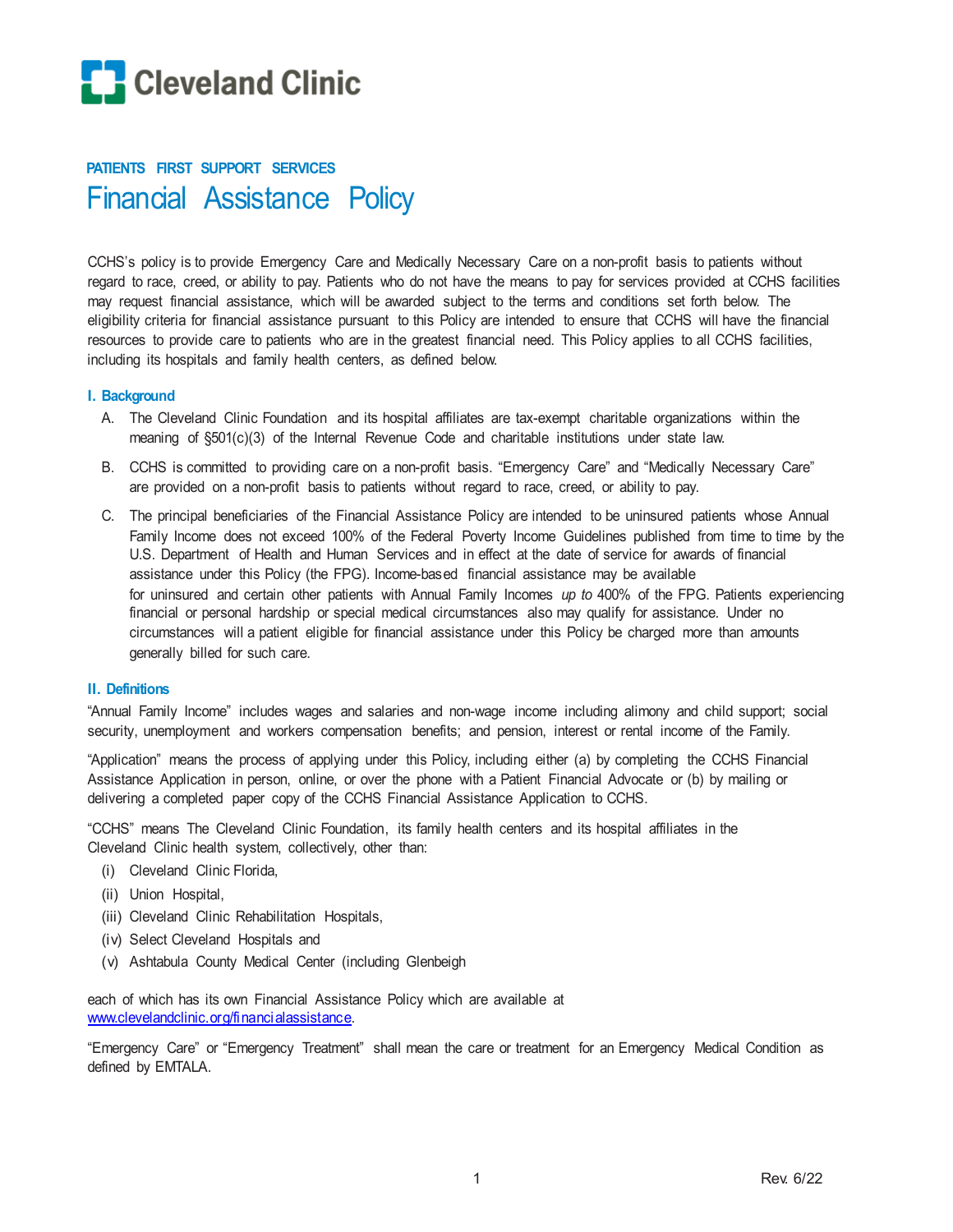Cleveland Clinic

**PATIENTS FIRST SUPPORT SERVICES**

# Financial Assistance Policy

CCHS's policy is to provide Emergency Care and Medically Necessary Care on a non-profit basis to patients without regard to race, creed, or ability to pay. Patients who do not have the means to pay for services provided at CCHS facilities may request financial assistance, which will be awarded subject to the terms and conditions set forth below. The eligibility criteria for financial assistance pursuant to this Policy are intended to ensure that CCHS will have the financial resources to provide care to patients who are in the greatest financial need. This Policy applies to all CCHS facilities, including its hospitals and family health centers, as defined below.

## I. Background

A. The Cleveland Clinic Foundation and its hospital affiliates are tax-exempt charitable organizations within the meaning of §501(c)(3) of the Internal Revenue Code and charitable institutions under state law.

B. CCHS is committed to providing care on a non-profit basis. "Emergency Care" and "Medically Necessary Care" are provided on a non-profit basis to patients without regard to race, creed, or ability to pay.

C. The principal beneficiaries of the Financial Assistance Policy are intended to be uninsured patients whose Annual Family Income does not exceed 100% of the Federal Poverty Income Guidelines published from time to time by the U.S. Department of Health and Human Services and in effect at the date of service for awards of financial assistance under this Policy (the FPG). Income-based financial assistance may be available for uninsured and certain other patients with Annual Family Incomes *up to* 400% of the FPG. Patients experiencing financial or personal hardship or special medical circumstances also may qualify for assistance. Under no circumstances will a patient eligible for financial assistance under this Policy be charged more than amounts generally billed for such care.

## II. Definitions

"Annual Family Income" includes wages and salaries and non-wage income including alimony and child support; social security, unemployment and workers compensation benefits; and pension, interest or rental income of the Family.

"Application" means the process of applying under this Policy, including either (a) by completing the CCHS Financial Assistance Application in person, online, or over the phone with a Patient Financial Advocate or (b) by mailing or delivering a completed paper copy of the CCHS Financial Assistance Application to CCHS.

"CCHS" means The Cleveland Clinic Foundation, its family health centers and its hospital affiliates in the Cleveland Clinic health system, collectively, other than:

(i) Cleveland Clinic Florida,

(ii) Union Hospital,

(iii) Cleveland Clinic Rehabilitation Hospitals,

(iv) Select Cleveland Hospitals and

(v) Ashtabula County Medical Center (including Glenbeigh

each of which has its own Financial Assistance Policy which are available at [www.clevelandclinic.org/financialassistance](www.clevelandclinic.org/financialassistance).

"Emergency Care" or "Emergency Treatment" shall mean the care or treatment for an Emergency Medical Condition as defined by EMTALA.

Rev. 6/22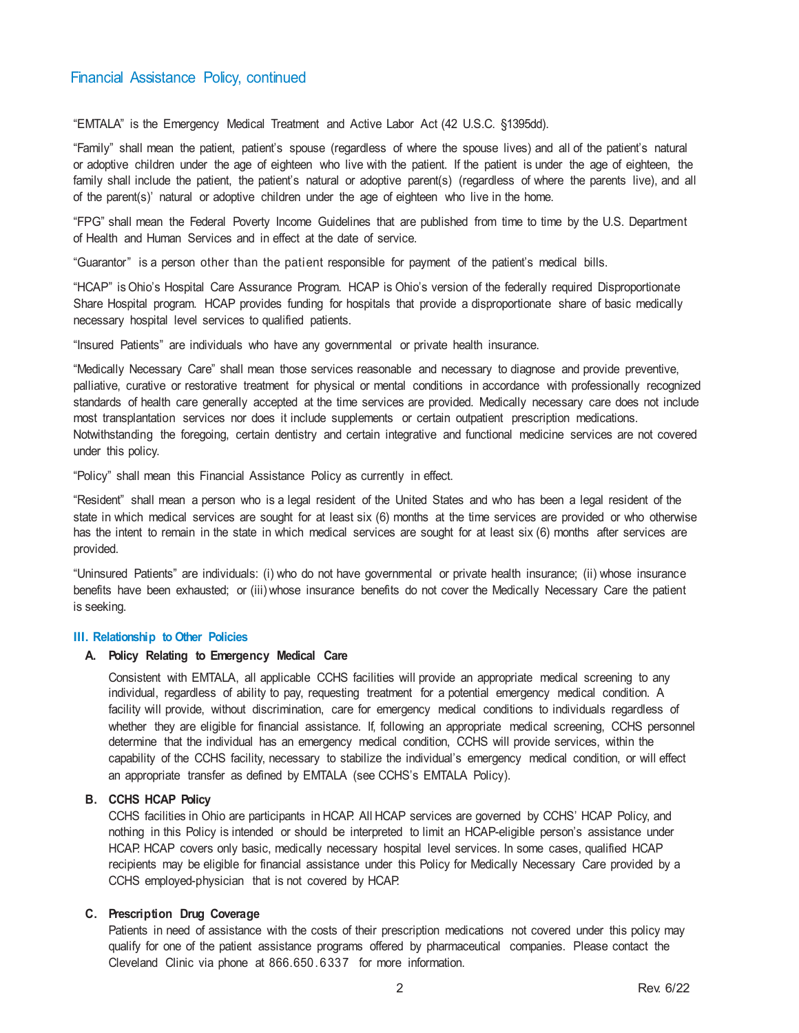## Financial Assistance Policy, continued

"EMTALA" is the Emergency Medical Treatment and Active Labor Act (42 U.S.C. §1395dd).

"Family" shall mean the patient, patient's spouse (regardless of where the spouse lives) and all of the patient's natural or adoptive children under the age of eighteen who live with the patient. If the patient is under the age of eighteen, the family shall include the patient, the patient's natural or adoptive parent(s) (regardless of where the parents live), and all of the parent(s)' natural or adoptive children under the age of eighteen who live in the home.

"FPG" shall mean the Federal Poverty Income Guidelines that are published from time to time by the U.S. Department of Health and Human Services and in effect at the date of service.

"Guarantor" is a person other than the patient responsible for payment of the patient's medical bills.

"HCAP" is Ohio's Hospital Care Assurance Program. HCAP is Ohio's version of the federally required Disproportionate Share Hospital program. HCAP provides funding for hospitals that provide a disproportionate share of basic medically necessary hospital level services to qualified patients.

"Insured Patients" are individuals who have any governmental or private health insurance.

"Medically Necessary Care" shall mean those services reasonable and necessary to diagnose and provide preventive, palliative, curative or restorative treatment for physical or mental conditions in accordance with professionally recognized standards of health care generally accepted at the time services are provided. Medically necessary care does not include most transplantation services nor does it include supplements or certain outpatient prescription medications. Notwithstanding the foregoing, certain dentistry and certain integrative and functional medicine services are not covered under this policy.

"Policy" shall mean this Financial Assistance Policy as currently in effect.

"Resident" shall mean a person who is a legal resident of the United States and who has been a legal resident of the state in which medical services are sought for at least six (6) months at the time services are provided or who otherwise has the intent to remain in the state in which medical services are sought for at least six (6) months after services are provided.

"Uninsured Patients" are individuals: (i) who do not have governmental or private health insurance; (ii) whose insurance benefits have been exhausted; or (iii) whose insurance benefits do not cover the Medically Necessary Care the patient is seeking.

### III. Relationship to Other Policies

**A. Policy Relating to Emergency Medical Care**

Consistent with EMTALA, all applicable CCHS facilities will provide an appropriate medical screening to any individual, regardless of ability to pay, requesting treatment for a potential emergency medical condition. A facility will provide, without discrimination, care for emergency medical conditions to individuals regardless of whether they are eligible for financial assistance. If, following an appropriate medical screening, CCHS personnel determine that the individual has an emergency medical condition, CCHS will provide services, within the capability of the CCHS facility, necessary to stabilize the individual's emergency medical condition, or will effect an appropriate transfer as defined by EMTALA (see CCHS's EMTALA Policy).

**B. CCHS HCAP Policy**

CCHS facilities in Ohio are participants in HCAP. All HCAP services are governed by CCHS' HCAP Policy, and nothing in this Policy is intended or should be interpreted to limit an HCAP-eligible person's assistance under HCAP. HCAP covers only basic, medically necessary hospital level services. In some cases, qualified HCAP recipients may be eligible for financial assistance under this Policy for Medically Necessary Care provided by a CCHS employed-physician that is not covered by HCAP.

**C. Prescription Drug Coverage**

Patients in need of assistance with the costs of their prescription medications not covered under this policy may qualify for one of the patient assistance programs offered by pharmaceutical companies. Please contact the Cleveland Clinic via phone at 866.650.6337 for more information.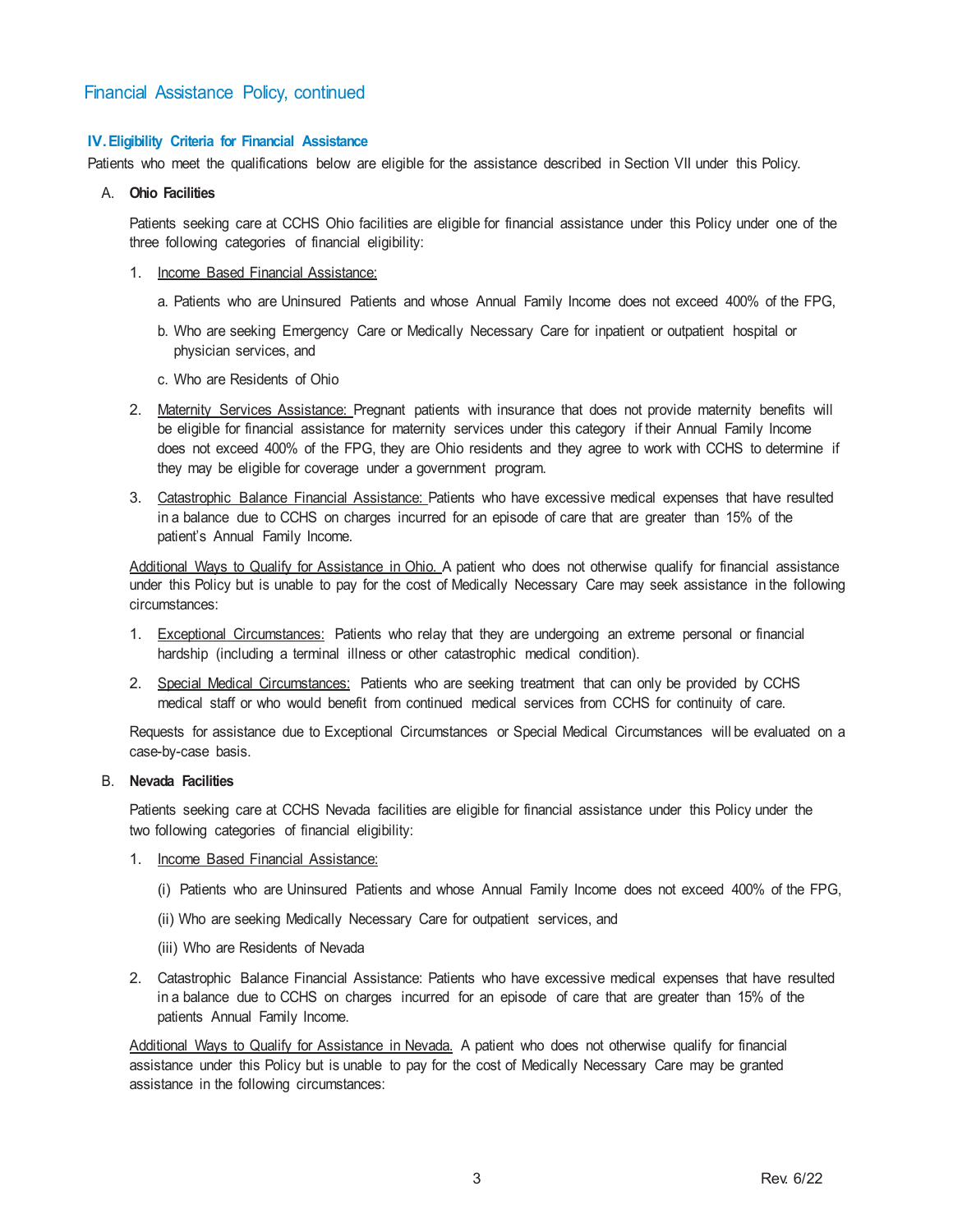## Financial Assistance Policy, continued

### IV. Eligibility Criteria for Financial Assistance

Patients who meet the qualifications below are eligible for the assistance described in Section VII under this Policy.

A. **Ohio Facilities**

Patients seeking care at CCHS Ohio facilities are eligible for financial assistance under this Policy under one of the three following categories of financial eligibility:

1. Income Based Financial Assistance:

   a. Patients who are Uninsured Patients and whose Annual Family Income does not exceed 400% of the FPG,

   b. Who are seeking Emergency Care or Medically Necessary Care for inpatient or outpatient hospital or physician services, and

   c. Who are Residents of Ohio

2. Maternity Services Assistance: Pregnant patients with insurance that does not provide maternity benefits will be eligible for financial assistance for maternity services under this category if their Annual Family Income does not exceed 400% of the FPG, they are Ohio residents and they agree to work with CCHS to determine if they may be eligible for coverage under a government program.

3. Catastrophic Balance Financial Assistance: Patients who have excessive medical expenses that have resulted in a balance due to CCHS on charges incurred for an episode of care that are greater than 15% of the patient's Annual Family Income.

Additional Ways to Qualify for Assistance in Ohio. A patient who does not otherwise qualify for financial assistance under this Policy but is unable to pay for the cost of Medically Necessary Care may seek assistance in the following circumstances:

1. Exceptional Circumstances: Patients who relay that they are undergoing an extreme personal or financial hardship (including a terminal illness or other catastrophic medical condition).

2. Special Medical Circumstances: Patients who are seeking treatment that can only be provided by CCHS medical staff or who would benefit from continued medical services from CCHS for continuity of care.

Requests for assistance due to Exceptional Circumstances or Special Medical Circumstances will be evaluated on a case-by-case basis.

B. **Nevada Facilities**

Patients seeking care at CCHS Nevada facilities are eligible for financial assistance under this Policy under the two following categories of financial eligibility:

1. Income Based Financial Assistance:

   (i) Patients who are Uninsured Patients and whose Annual Family Income does not exceed 400% of the FPG,

   (ii) Who are seeking Medically Necessary Care for outpatient services, and

   (iii) Who are Residents of Nevada

2. Catastrophic Balance Financial Assistance: Patients who have excessive medical expenses that have resulted in a balance due to CCHS on charges incurred for an episode of care that are greater than 15% of the patients Annual Family Income.

Additional Ways to Qualify for Assistance in Nevada. A patient who does not otherwise qualify for financial assistance under this Policy but is unable to pay for the cost of Medically Necessary Care may be granted assistance in the following circumstances: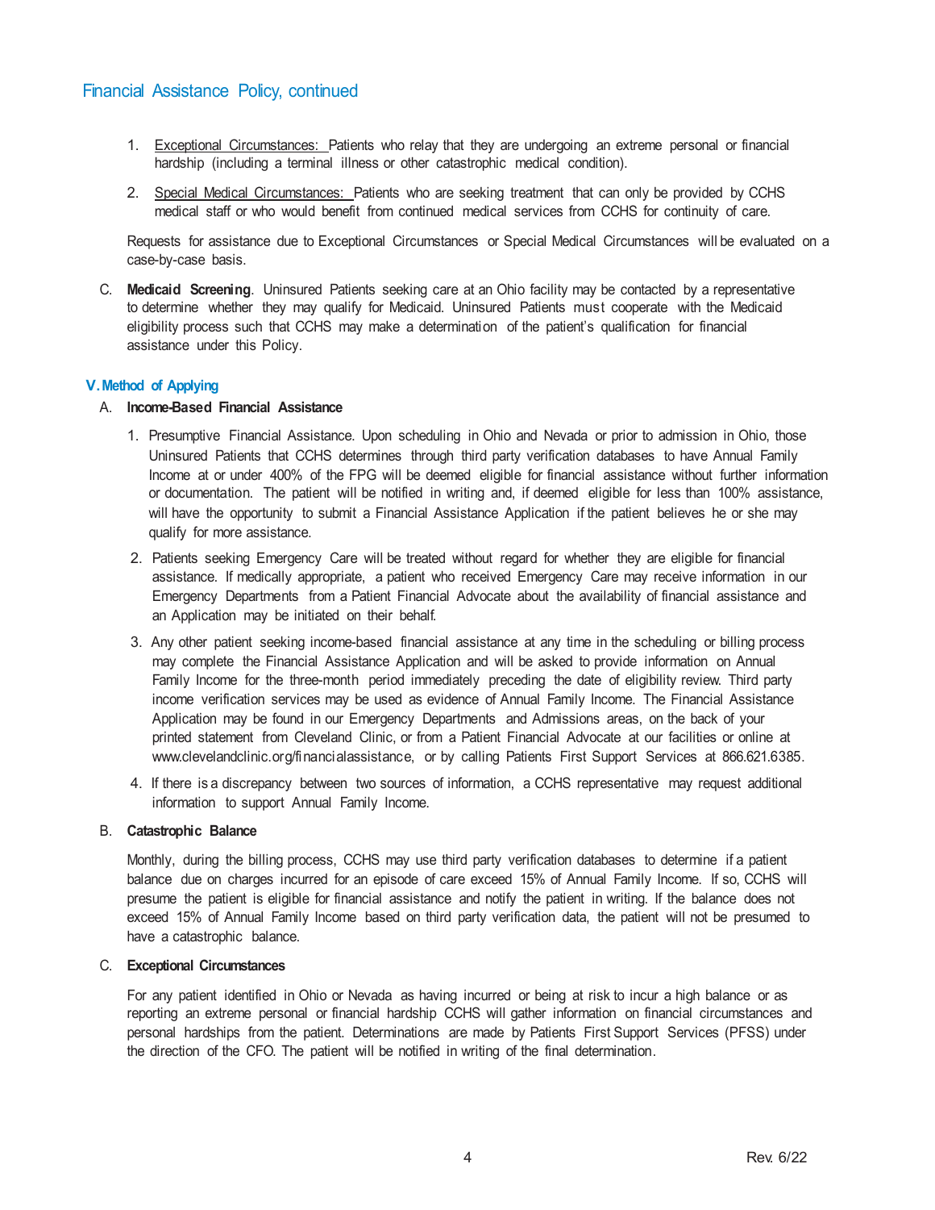## Financial Assistance Policy, continued

1. Exceptional Circumstances: Patients who relay that they are undergoing an extreme personal or financial hardship (including a terminal illness or other catastrophic medical condition).

2. Special Medical Circumstances: Patients who are seeking treatment that can only be provided by CCHS medical staff or who would benefit from continued medical services from CCHS for continuity of care.

Requests for assistance due to Exceptional Circumstances or Special Medical Circumstances will be evaluated on a case-by-case basis.

C. **Medicaid Screening**. Uninsured Patients seeking care at an Ohio facility may be contacted by a representative to determine whether they may qualify for Medicaid. Uninsured Patients must cooperate with the Medicaid eligibility process such that CCHS may make a determination of the patient's qualification for financial assistance under this Policy.

### V. Method of Applying

A. **Income-Based Financial Assistance**

1. Presumptive Financial Assistance. Upon scheduling in Ohio and Nevada or prior to admission in Ohio, those Uninsured Patients that CCHS determines through third party verification databases to have Annual Family Income at or under 400% of the FPG will be deemed eligible for financial assistance without further information or documentation. The patient will be notified in writing and, if deemed eligible for less than 100% assistance, will have the opportunity to submit a Financial Assistance Application if the patient believes he or she may qualify for more assistance.

2. Patients seeking Emergency Care will be treated without regard for whether they are eligible for financial assistance. If medically appropriate, a patient who received Emergency Care may receive information in our Emergency Departments from a Patient Financial Advocate about the availability of financial assistance and an Application may be initiated on their behalf.

3. Any other patient seeking income-based financial assistance at any time in the scheduling or billing process may complete the Financial Assistance Application and will be asked to provide information on Annual Family Income for the three-month period immediately preceding the date of eligibility review. Third party income verification services may be used as evidence of Annual Family Income. The Financial Assistance Application may be found in our Emergency Departments and Admissions areas, on the back of your printed statement from Cleveland Clinic, or from a Patient Financial Advocate at our facilities or online at www.clevelandclinic.org/financialassistance, or by calling Patients First Support Services at 866.621.6385.

4. If there is a discrepancy between two sources of information, a CCHS representative may request additional information to support Annual Family Income.

B. **Catastrophic Balance**

Monthly, during the billing process, CCHS may use third party verification databases to determine if a patient balance due on charges incurred for an episode of care exceed 15% of Annual Family Income. If so, CCHS will presume the patient is eligible for financial assistance and notify the patient in writing. If the balance does not exceed 15% of Annual Family Income based on third party verification data, the patient will not be presumed to have a catastrophic balance.

C. **Exceptional Circumstances**

For any patient identified in Ohio or Nevada as having incurred or being at risk to incur a high balance or as reporting an extreme personal or financial hardship CCHS will gather information on financial circumstances and personal hardships from the patient. Determinations are made by Patients First Support Services (PFSS) under the direction of the CFO. The patient will be notified in writing of the final determination.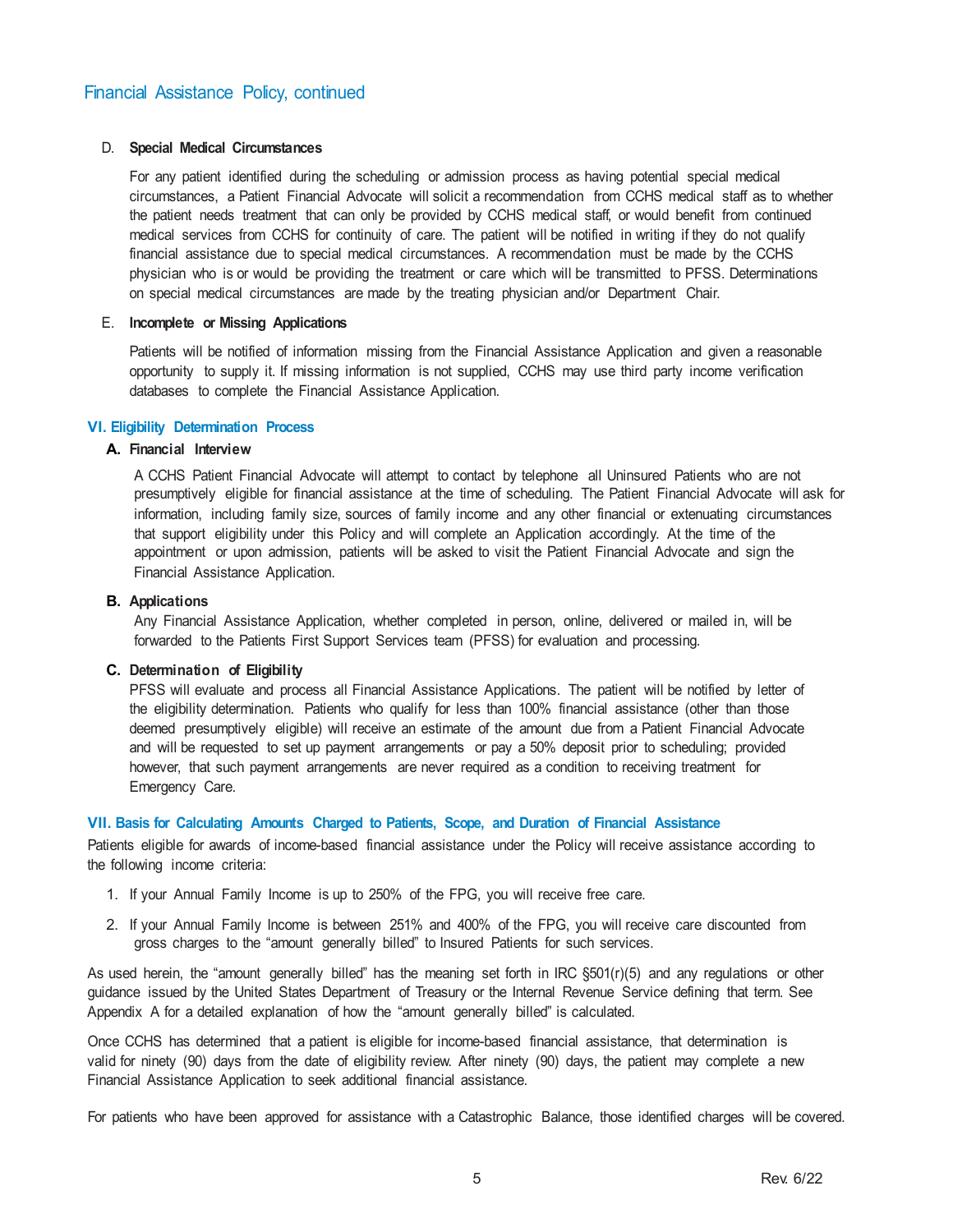## Financial Assistance Policy, continued

D. **Special Medical Circumstances**

For any patient identified during the scheduling or admission process as having potential special medical circumstances, a Patient Financial Advocate will solicit a recommendation from CCHS medical staff as to whether the patient needs treatment that can only be provided by CCHS medical staff, or would benefit from continued medical services from CCHS for continuity of care. The patient will be notified in writing if they do not qualify financial assistance due to special medical circumstances. A recommendation must be made by the CCHS physician who is or would be providing the treatment or care which will be transmitted to PFSS. Determinations on special medical circumstances are made by the treating physician and/or Department Chair.

E. **Incomplete or Missing Applications**

Patients will be notified of information missing from the Financial Assistance Application and given a reasonable opportunity to supply it. If missing information is not supplied, CCHS may use third party income verification databases to complete the Financial Assistance Application.

### VI. Eligibility Determination Process

**A. Financial Interview**

A CCHS Patient Financial Advocate will attempt to contact by telephone all Uninsured Patients who are not presumptively eligible for financial assistance at the time of scheduling. The Patient Financial Advocate will ask for information, including family size, sources of family income and any other financial or extenuating circumstances that support eligibility under this Policy and will complete an Application accordingly. At the time of the appointment or upon admission, patients will be asked to visit the Patient Financial Advocate and sign the Financial Assistance Application.

**B. Applications**

Any Financial Assistance Application, whether completed in person, online, delivered or mailed in, will be forwarded to the Patients First Support Services team (PFSS) for evaluation and processing.

**C. Determination of Eligibility**

PFSS will evaluate and process all Financial Assistance Applications. The patient will be notified by letter of the eligibility determination. Patients who qualify for less than 100% financial assistance (other than those deemed presumptively eligible) will receive an estimate of the amount due from a Patient Financial Advocate and will be requested to set up payment arrangements or pay a 50% deposit prior to scheduling; provided however, that such payment arrangements are never required as a condition to receiving treatment for Emergency Care.

### VII. Basis for Calculating Amounts Charged to Patients, Scope, and Duration of Financial Assistance

Patients eligible for awards of income-based financial assistance under the Policy will receive assistance according to the following income criteria:

1. If your Annual Family Income is up to 250% of the FPG, you will receive free care.
2. If your Annual Family Income is between 251% and 400% of the FPG, you will receive care discounted from gross charges to the "amount generally billed" to Insured Patients for such services.

As used herein, the "amount generally billed" has the meaning set forth in IRC §501(r)(5) and any regulations or other guidance issued by the United States Department of Treasury or the Internal Revenue Service defining that term. See Appendix A for a detailed explanation of how the "amount generally billed" is calculated.

Once CCHS has determined that a patient is eligible for income-based financial assistance, that determination is valid for ninety (90) days from the date of eligibility review. After ninety (90) days, the patient may complete a new Financial Assistance Application to seek additional financial assistance.

For patients who have been approved for assistance with a Catastrophic Balance, those identified charges will be covered.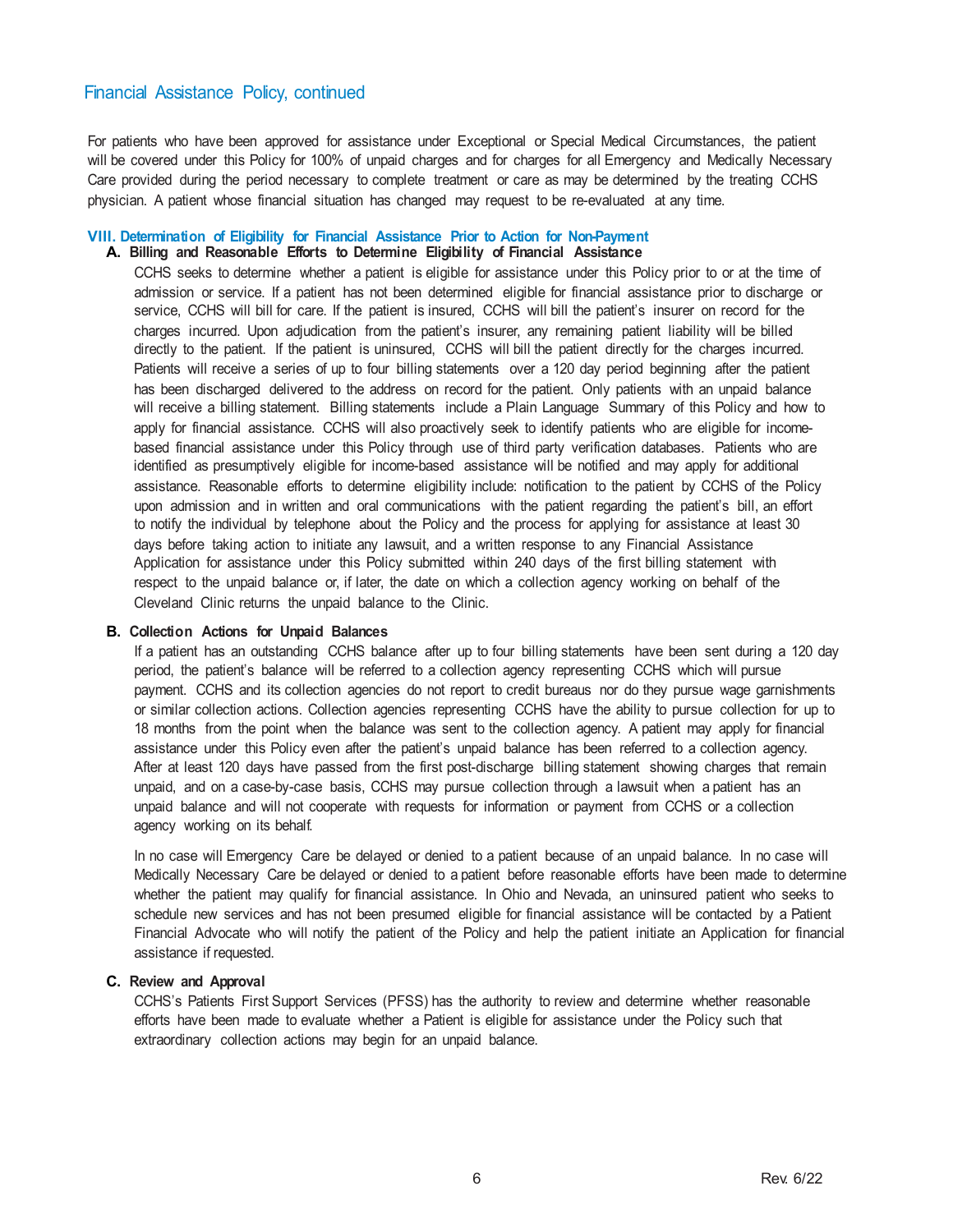## Financial Assistance Policy, continued

For patients who have been approved for assistance under Exceptional or Special Medical Circumstances, the patient will be covered under this Policy for 100% of unpaid charges and for charges for all Emergency and Medically Necessary Care provided during the period necessary to complete treatment or care as may be determined by the treating CCHS physician. A patient whose financial situation has changed may request to be re-evaluated at any time.

### VIII. Determination of Eligibility for Financial Assistance Prior to Action for Non-Payment

**A. Billing and Reasonable Efforts to Determine Eligibility of Financial Assistance**

CCHS seeks to determine whether a patient is eligible for assistance under this Policy prior to or at the time of admission or service. If a patient has not been determined eligible for financial assistance prior to discharge or service, CCHS will bill for care. If the patient is insured, CCHS will bill the patient's insurer on record for the charges incurred. Upon adjudication from the patient's insurer, any remaining patient liability will be billed directly to the patient. If the patient is uninsured, CCHS will bill the patient directly for the charges incurred. Patients will receive a series of up to four billing statements over a 120 day period beginning after the patient has been discharged delivered to the address on record for the patient. Only patients with an unpaid balance will receive a billing statement. Billing statements include a Plain Language Summary of this Policy and how to apply for financial assistance. CCHS will also proactively seek to identify patients who are eligible for income-based financial assistance under this Policy through use of third party verification databases. Patients who are identified as presumptively eligible for income-based assistance will be notified and may apply for additional assistance. Reasonable efforts to determine eligibility include: notification to the patient by CCHS of the Policy upon admission and in written and oral communications with the patient regarding the patient's bill, an effort to notify the individual by telephone about the Policy and the process for applying for assistance at least 30 days before taking action to initiate any lawsuit, and a written response to any Financial Assistance Application for assistance under this Policy submitted within 240 days of the first billing statement with respect to the unpaid balance or, if later, the date on which a collection agency working on behalf of the Cleveland Clinic returns the unpaid balance to the Clinic.

**B. Collection Actions for Unpaid Balances**

If a patient has an outstanding CCHS balance after up to four billing statements have been sent during a 120 day period, the patient's balance will be referred to a collection agency representing CCHS which will pursue payment. CCHS and its collection agencies do not report to credit bureaus nor do they pursue wage garnishments or similar collection actions. Collection agencies representing CCHS have the ability to pursue collection for up to 18 months from the point when the balance was sent to the collection agency. A patient may apply for financial assistance under this Policy even after the patient's unpaid balance has been referred to a collection agency. After at least 120 days have passed from the first post-discharge billing statement showing charges that remain unpaid, and on a case-by-case basis, CCHS may pursue collection through a lawsuit when a patient has an unpaid balance and will not cooperate with requests for information or payment from CCHS or a collection agency working on its behalf.

In no case will Emergency Care be delayed or denied to a patient because of an unpaid balance. In no case will Medically Necessary Care be delayed or denied to a patient before reasonable efforts have been made to determine whether the patient may qualify for financial assistance. In Ohio and Nevada, an uninsured patient who seeks to schedule new services and has not been presumed eligible for financial assistance will be contacted by a Patient Financial Advocate who will notify the patient of the Policy and help the patient initiate an Application for financial assistance if requested.

**C. Review and Approval**

CCHS's Patients First Support Services (PFSS) has the authority to review and determine whether reasonable efforts have been made to evaluate whether a Patient is eligible for assistance under the Policy such that extraordinary collection actions may begin for an unpaid balance.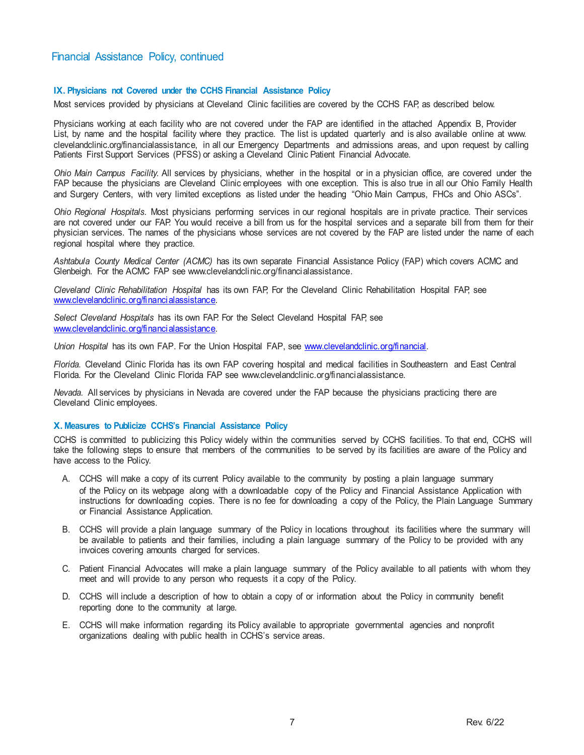## Financial Assistance Policy, continued

### IX. Physicians not Covered under the CCHS Financial Assistance Policy

Most services provided by physicians at Cleveland Clinic facilities are covered by the CCHS FAP, as described below.

Physicians working at each facility who are not covered under the FAP are identified in the attached Appendix B, Provider List, by name and the hospital facility where they practice. The list is updated quarterly and is also available online at www.clevelandclinic.org/financialassistance, in all our Emergency Departments and admissions areas, and upon request by calling Patients First Support Services (PFSS) or asking a Cleveland Clinic Patient Financial Advocate.

*Ohio Main Campus Facility.* All services by physicians, whether in the hospital or in a physician office, are covered under the FAP because the physicians are Cleveland Clinic employees with one exception. This is also true in all our Ohio Family Health and Surgery Centers, with very limited exceptions as listed under the heading "Ohio Main Campus, FHCs and Ohio ASCs".

*Ohio Regional Hospitals.* Most physicians performing services in our regional hospitals are in private practice. Their services are not covered under our FAP. You would receive a bill from us for the hospital services and a separate bill from them for their physician services. The names of the physicians whose services are not covered by the FAP are listed under the name of each regional hospital where they practice.

*Ashtabula County Medical Center (ACMC)* has its own separate Financial Assistance Policy (FAP) which covers ACMC and Glenbeigh. For the ACMC FAP see www.clevelandclinic.org/financialassistance.

*Cleveland Clinic Rehabilitation Hospital* has its own FAP, For the Cleveland Clinic Rehabilitation Hospital FAP, see www.clevelandclinic.org/financialassistance.

*Select Cleveland Hospitals* has its own FAP. For the Select Cleveland Hospital FAP, see www.clevelandclinic.org/financialassistance.

*Union Hospital* has its own FAP. For the Union Hospital FAP, see www.clevelandclinic.org/financial.

*Florida.* Cleveland Clinic Florida has its own FAP covering hospital and medical facilities in Southeastern and East Central Florida. For the Cleveland Clinic Florida FAP see www.clevelandclinic.org/financialassistance.

*Nevada.* All services by physicians in Nevada are covered under the FAP because the physicians practicing there are Cleveland Clinic employees.

### X. Measures to Publicize CCHS's Financial Assistance Policy

CCHS is committed to publicizing this Policy widely within the communities served by CCHS facilities. To that end, CCHS will take the following steps to ensure that members of the communities to be served by its facilities are aware of the Policy and have access to the Policy.

A. CCHS will make a copy of its current Policy available to the community by posting a plain language summary of the Policy on its webpage along with a downloadable copy of the Policy and Financial Assistance Application with instructions for downloading copies. There is no fee for downloading a copy of the Policy, the Plain Language Summary or Financial Assistance Application.

B. CCHS will provide a plain language summary of the Policy in locations throughout its facilities where the summary will be available to patients and their families, including a plain language summary of the Policy to be provided with any invoices covering amounts charged for services.

C. Patient Financial Advocates will make a plain language summary of the Policy available to all patients with whom they meet and will provide to any person who requests it a copy of the Policy.

D. CCHS will include a description of how to obtain a copy of or information about the Policy in community benefit reporting done to the community at large.

E. CCHS will make information regarding its Policy available to appropriate governmental agencies and nonprofit organizations dealing with public health in CCHS's service areas.

Rev. 6/22